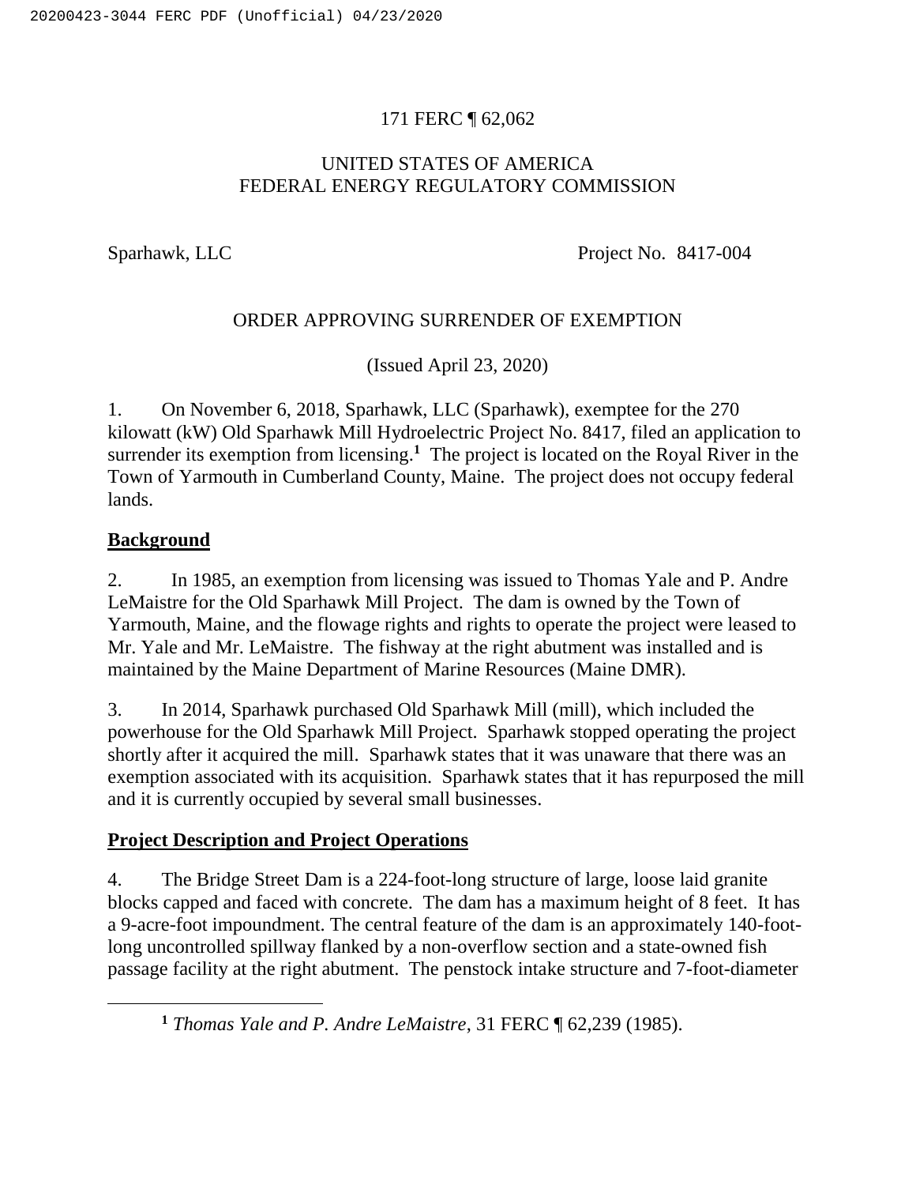171 FERC ¶ 62,062

UNITED STATES OF AMERICA
FEDERAL ENERGY REGULATORY COMMISSION

Sparhawk, LLC Project No. 8417-004

ORDER APPROVING SURRENDER OF EXEMPTION

(Issued April 23, 2020)

1. On November 6, 2018, Sparhawk, LLC (Sparhawk), exemptee for the 270 kilowatt (kW) Old Sparhawk Mill Hydroelectric Project No. 8417, filed an application to surrender its exemption from licensing.[1] The project is located on the Royal River in the Town of Yarmouth in Cumberland County, Maine. The project does not occupy federal lands.

## **Background**

2. In 1985, an exemption from licensing was issued to Thomas Yale and P. Andre LeMaistre for the Old Sparhawk Mill Project. The dam is owned by the Town of Yarmouth, Maine, and the flowage rights and rights to operate the project were leased to Mr. Yale and Mr. LeMaistre. The fishway at the right abutment was installed and is maintained by the Maine Department of Marine Resources (Maine DMR).

3. In 2014, Sparhawk purchased Old Sparhawk Mill (mill), which included the powerhouse for the Old Sparhawk Mill Project. Sparhawk stopped operating the project shortly after it acquired the mill. Sparhawk states that it was unaware that there was an exemption associated with its acquisition. Sparhawk states that it has repurposed the mill and it is currently occupied by several small businesses.

## **Project Description and Project Operations**

4. The Bridge Street Dam is a 224-foot-long structure of large, loose laid granite blocks capped and faced with concrete. The dam has a maximum height of 8 feet. It has a 9-acre-foot impoundment. The central feature of the dam is an approximately 140-foot-long uncontrolled spillway flanked by a non-overflow section and a state-owned fish passage facility at the right abutment. The penstock intake structure and 7-foot-diameter

---

[1] *Thomas Yale and P. Andre LeMaistre*, 31 FERC ¶ 62,239 (1985).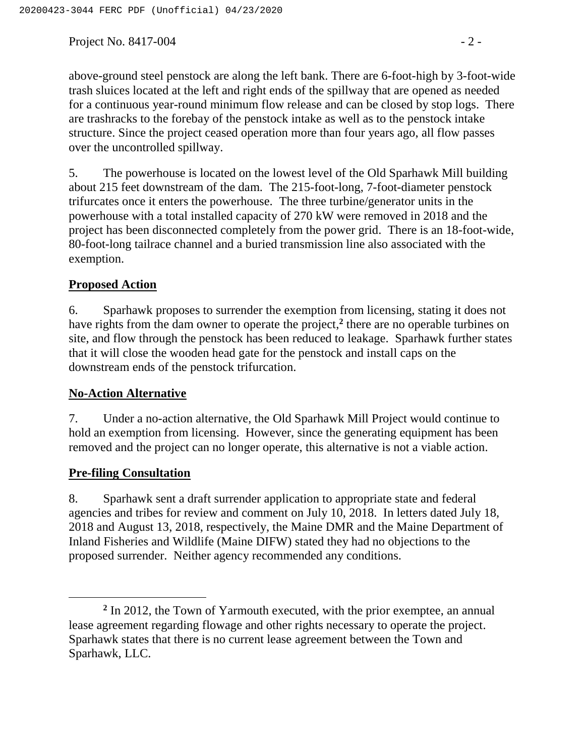above-ground steel penstock are along the left bank. There are 6-foot-high by 3-foot-wide trash sluices located at the left and right ends of the spillway that are opened as needed for a continuous year-round minimum flow release and can be closed by stop logs. There are trashracks to the forebay of the penstock intake as well as to the penstock intake structure. Since the project ceased operation more than four years ago, all flow passes over the uncontrolled spillway.

5. The powerhouse is located on the lowest level of the Old Sparhawk Mill building about 215 feet downstream of the dam. The 215-foot-long, 7-foot-diameter penstock trifurcates once it enters the powerhouse. The three turbine/generator units in the powerhouse with a total installed capacity of 270 kW were removed in 2018 and the project has been disconnected completely from the power grid. There is an 18-foot-wide, 80-foot-long tailrace channel and a buried transmission line also associated with the exemption.

## Proposed Action

6. Sparhawk proposes to surrender the exemption from licensing, stating it does not have rights from the dam owner to operate the project,[2] there are no operable turbines on site, and flow through the penstock has been reduced to leakage. Sparhawk further states that it will close the wooden head gate for the penstock and install caps on the downstream ends of the penstock trifurcation.

## No-Action Alternative

7. Under a no-action alternative, the Old Sparhawk Mill Project would continue to hold an exemption from licensing. However, since the generating equipment has been removed and the project can no longer operate, this alternative is not a viable action.

## Pre-filing Consultation

8. Sparhawk sent a draft surrender application to appropriate state and federal agencies and tribes for review and comment on July 10, 2018. In letters dated July 18, 2018 and August 13, 2018, respectively, the Maine DMR and the Maine Department of Inland Fisheries and Wildlife (Maine DIFW) stated they had no objections to the proposed surrender. Neither agency recommended any conditions.

---

[2] In 2012, the Town of Yarmouth executed, with the prior exemptee, an annual lease agreement regarding flowage and other rights necessary to operate the project. Sparhawk states that there is no current lease agreement between the Town and Sparhawk, LLC.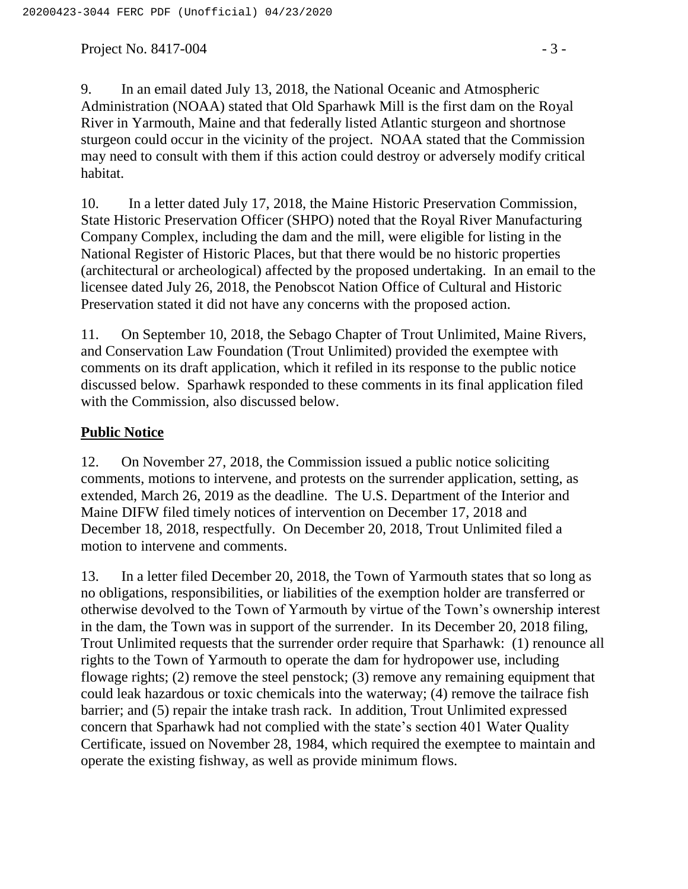9. In an email dated July 13, 2018, the National Oceanic and Atmospheric Administration (NOAA) stated that Old Sparhawk Mill is the first dam on the Royal River in Yarmouth, Maine and that federally listed Atlantic sturgeon and shortnose sturgeon could occur in the vicinity of the project. NOAA stated that the Commission may need to consult with them if this action could destroy or adversely modify critical habitat.

10. In a letter dated July 17, 2018, the Maine Historic Preservation Commission, State Historic Preservation Officer (SHPO) noted that the Royal River Manufacturing Company Complex, including the dam and the mill, were eligible for listing in the National Register of Historic Places, but that there would be no historic properties (architectural or archeological) affected by the proposed undertaking. In an email to the licensee dated July 26, 2018, the Penobscot Nation Office of Cultural and Historic Preservation stated it did not have any concerns with the proposed action.

11. On September 10, 2018, the Sebago Chapter of Trout Unlimited, Maine Rivers, and Conservation Law Foundation (Trout Unlimited) provided the exemptee with comments on its draft application, which it refiled in its response to the public notice discussed below. Sparhawk responded to these comments in its final application filed with the Commission, also discussed below.

## Public Notice

12. On November 27, 2018, the Commission issued a public notice soliciting comments, motions to intervene, and protests on the surrender application, setting, as extended, March 26, 2019 as the deadline. The U.S. Department of the Interior and Maine DIFW filed timely notices of intervention on December 17, 2018 and December 18, 2018, respectfully. On December 20, 2018, Trout Unlimited filed a motion to intervene and comments.

13. In a letter filed December 20, 2018, the Town of Yarmouth states that so long as no obligations, responsibilities, or liabilities of the exemption holder are transferred or otherwise devolved to the Town of Yarmouth by virtue of the Town's ownership interest in the dam, the Town was in support of the surrender. In its December 20, 2018 filing, Trout Unlimited requests that the surrender order require that Sparhawk: (1) renounce all rights to the Town of Yarmouth to operate the dam for hydropower use, including flowage rights; (2) remove the steel penstock; (3) remove any remaining equipment that could leak hazardous or toxic chemicals into the waterway; (4) remove the tailrace fish barrier; and (5) repair the intake trash rack. In addition, Trout Unlimited expressed concern that Sparhawk had not complied with the state's section 401 Water Quality Certificate, issued on November 28, 1984, which required the exemptee to maintain and operate the existing fishway, as well as provide minimum flows.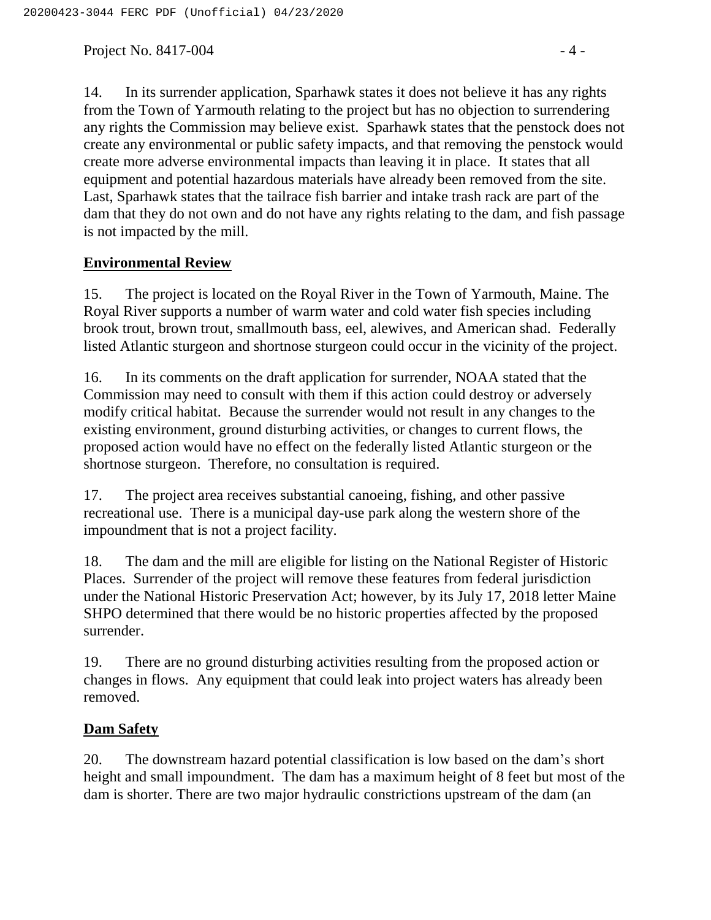14. In its surrender application, Sparhawk states it does not believe it has any rights from the Town of Yarmouth relating to the project but has no objection to surrendering any rights the Commission may believe exist. Sparhawk states that the penstock does not create any environmental or public safety impacts, and that removing the penstock would create more adverse environmental impacts than leaving it in place. It states that all equipment and potential hazardous materials have already been removed from the site. Last, Sparhawk states that the tailrace fish barrier and intake trash rack are part of the dam that they do not own and do not have any rights relating to the dam, and fish passage is not impacted by the mill.

## Environmental Review

15. The project is located on the Royal River in the Town of Yarmouth, Maine. The Royal River supports a number of warm water and cold water fish species including brook trout, brown trout, smallmouth bass, eel, alewives, and American shad. Federally listed Atlantic sturgeon and shortnose sturgeon could occur in the vicinity of the project.

16. In its comments on the draft application for surrender, NOAA stated that the Commission may need to consult with them if this action could destroy or adversely modify critical habitat. Because the surrender would not result in any changes to the existing environment, ground disturbing activities, or changes to current flows, the proposed action would have no effect on the federally listed Atlantic sturgeon or the shortnose sturgeon. Therefore, no consultation is required.

17. The project area receives substantial canoeing, fishing, and other passive recreational use. There is a municipal day-use park along the western shore of the impoundment that is not a project facility.

18. The dam and the mill are eligible for listing on the National Register of Historic Places. Surrender of the project will remove these features from federal jurisdiction under the National Historic Preservation Act; however, by its July 17, 2018 letter Maine SHPO determined that there would be no historic properties affected by the proposed surrender.

19. There are no ground disturbing activities resulting from the proposed action or changes in flows. Any equipment that could leak into project waters has already been removed.

## Dam Safety

20. The downstream hazard potential classification is low based on the dam's short height and small impoundment. The dam has a maximum height of 8 feet but most of the dam is shorter. There are two major hydraulic constrictions upstream of the dam (an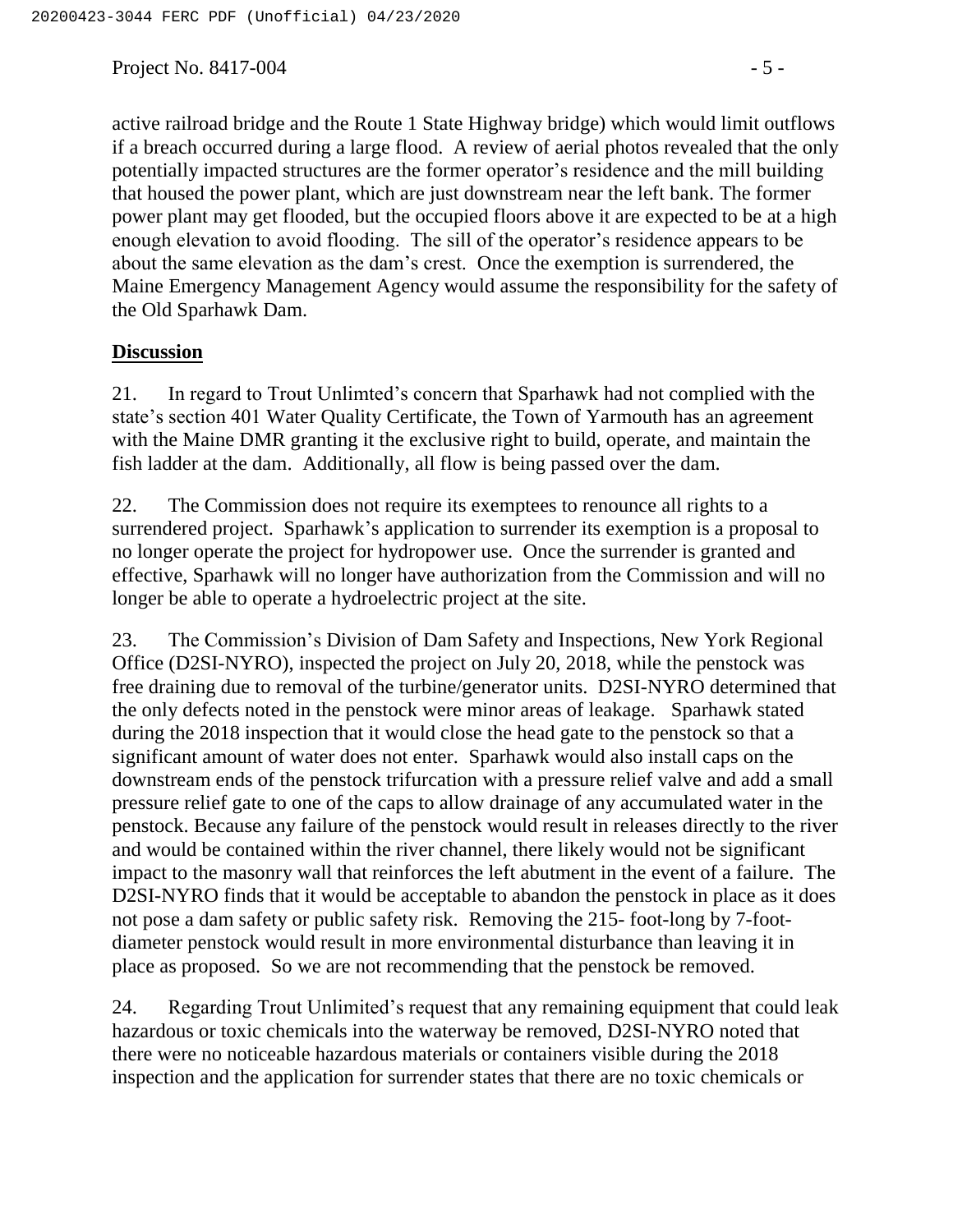active railroad bridge and the Route 1 State Highway bridge) which would limit outflows if a breach occurred during a large flood. A review of aerial photos revealed that the only potentially impacted structures are the former operator's residence and the mill building that housed the power plant, which are just downstream near the left bank. The former power plant may get flooded, but the occupied floors above it are expected to be at a high enough elevation to avoid flooding. The sill of the operator's residence appears to be about the same elevation as the dam's crest. Once the exemption is surrendered, the Maine Emergency Management Agency would assume the responsibility for the safety of the Old Sparhawk Dam.

## Discussion

21. In regard to Trout Unlimted's concern that Sparhawk had not complied with the state's section 401 Water Quality Certificate, the Town of Yarmouth has an agreement with the Maine DMR granting it the exclusive right to build, operate, and maintain the fish ladder at the dam. Additionally, all flow is being passed over the dam.

22. The Commission does not require its exemptees to renounce all rights to a surrendered project. Sparhawk's application to surrender its exemption is a proposal to no longer operate the project for hydropower use. Once the surrender is granted and effective, Sparhawk will no longer have authorization from the Commission and will no longer be able to operate a hydroelectric project at the site.

23. The Commission's Division of Dam Safety and Inspections, New York Regional Office (D2SI-NYRO), inspected the project on July 20, 2018, while the penstock was free draining due to removal of the turbine/generator units. D2SI-NYRO determined that the only defects noted in the penstock were minor areas of leakage. Sparhawk stated during the 2018 inspection that it would close the head gate to the penstock so that a significant amount of water does not enter. Sparhawk would also install caps on the downstream ends of the penstock trifurcation with a pressure relief valve and add a small pressure relief gate to one of the caps to allow drainage of any accumulated water in the penstock. Because any failure of the penstock would result in releases directly to the river and would be contained within the river channel, there likely would not be significant impact to the masonry wall that reinforces the left abutment in the event of a failure. The D2SI-NYRO finds that it would be acceptable to abandon the penstock in place as it does not pose a dam safety or public safety risk. Removing the 215- foot-long by 7-foot-diameter penstock would result in more environmental disturbance than leaving it in place as proposed. So we are not recommending that the penstock be removed.

24. Regarding Trout Unlimited's request that any remaining equipment that could leak hazardous or toxic chemicals into the waterway be removed, D2SI-NYRO noted that there were no noticeable hazardous materials or containers visible during the 2018 inspection and the application for surrender states that there are no toxic chemicals or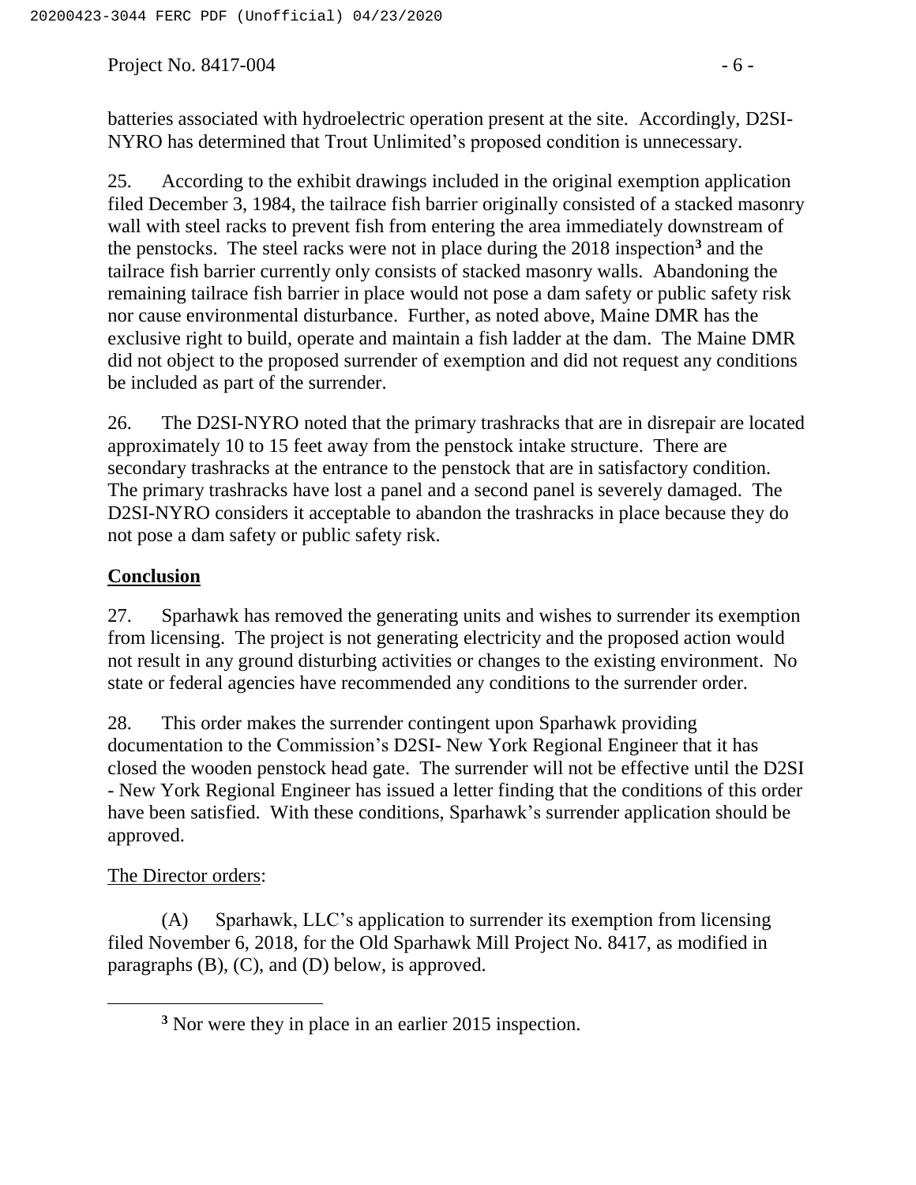batteries associated with hydroelectric operation present at the site. Accordingly, D2SI-NYRO has determined that Trout Unlimited's proposed condition is unnecessary.

25. According to the exhibit drawings included in the original exemption application filed December 3, 1984, the tailrace fish barrier originally consisted of a stacked masonry wall with steel racks to prevent fish from entering the area immediately downstream of the penstocks. The steel racks were not in place during the 2018 inspection[3] and the tailrace fish barrier currently only consists of stacked masonry walls. Abandoning the remaining tailrace fish barrier in place would not pose a dam safety or public safety risk nor cause environmental disturbance. Further, as noted above, Maine DMR has the exclusive right to build, operate and maintain a fish ladder at the dam. The Maine DMR did not object to the proposed surrender of exemption and did not request any conditions be included as part of the surrender.

26. The D2SI-NYRO noted that the primary trashracks that are in disrepair are located approximately 10 to 15 feet away from the penstock intake structure. There are secondary trashracks at the entrance to the penstock that are in satisfactory condition. The primary trashracks have lost a panel and a second panel is severely damaged. The D2SI-NYRO considers it acceptable to abandon the trashracks in place because they do not pose a dam safety or public safety risk.

## Conclusion

27. Sparhawk has removed the generating units and wishes to surrender its exemption from licensing. The project is not generating electricity and the proposed action would not result in any ground disturbing activities or changes to the existing environment. No state or federal agencies have recommended any conditions to the surrender order.

28. This order makes the surrender contingent upon Sparhawk providing documentation to the Commission's D2SI- New York Regional Engineer that it has closed the wooden penstock head gate. The surrender will not be effective until the D2SI - New York Regional Engineer has issued a letter finding that the conditions of this order have been satisfied. With these conditions, Sparhawk's surrender application should be approved.

The Director orders:

(A) Sparhawk, LLC's application to surrender its exemption from licensing filed November 6, 2018, for the Old Sparhawk Mill Project No. 8417, as modified in paragraphs (B), (C), and (D) below, is approved.

[3] Nor were they in place in an earlier 2015 inspection.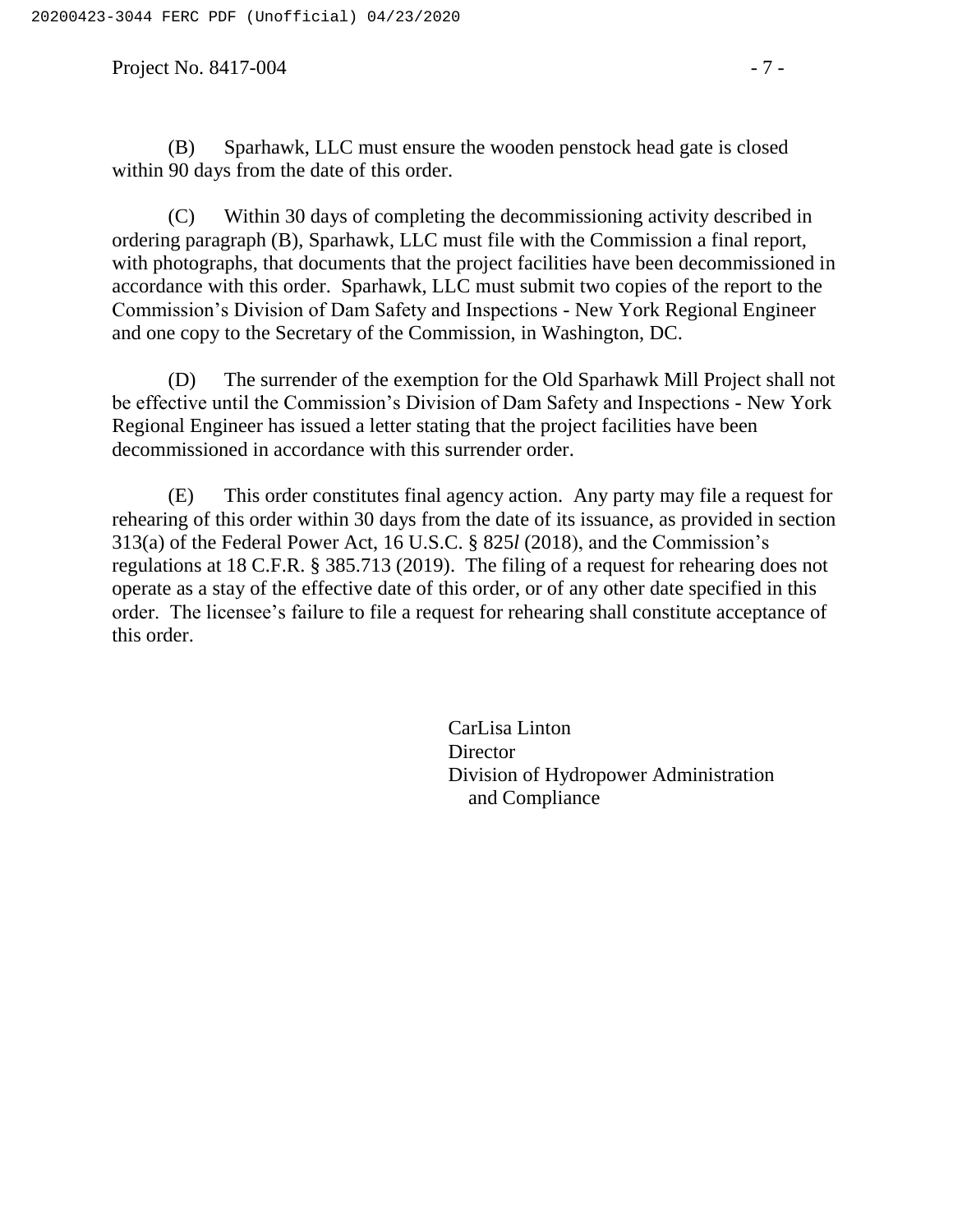(B) Sparhawk, LLC must ensure the wooden penstock head gate is closed within 90 days from the date of this order.

(C) Within 30 days of completing the decommissioning activity described in ordering paragraph (B), Sparhawk, LLC must file with the Commission a final report, with photographs, that documents that the project facilities have been decommissioned in accordance with this order. Sparhawk, LLC must submit two copies of the report to the Commission's Division of Dam Safety and Inspections - New York Regional Engineer and one copy to the Secretary of the Commission, in Washington, DC.

(D) The surrender of the exemption for the Old Sparhawk Mill Project shall not be effective until the Commission's Division of Dam Safety and Inspections - New York Regional Engineer has issued a letter stating that the project facilities have been decommissioned in accordance with this surrender order.

(E) This order constitutes final agency action. Any party may file a request for rehearing of this order within 30 days from the date of its issuance, as provided in section 313(a) of the Federal Power Act, 16 U.S.C. § 825*l* (2018), and the Commission's regulations at 18 C.F.R. § 385.713 (2019). The filing of a request for rehearing does not operate as a stay of the effective date of this order, or of any other date specified in this order. The licensee's failure to file a request for rehearing shall constitute acceptance of this order.

CarLisa Linton
Director
Division of Hydropower Administration
and Compliance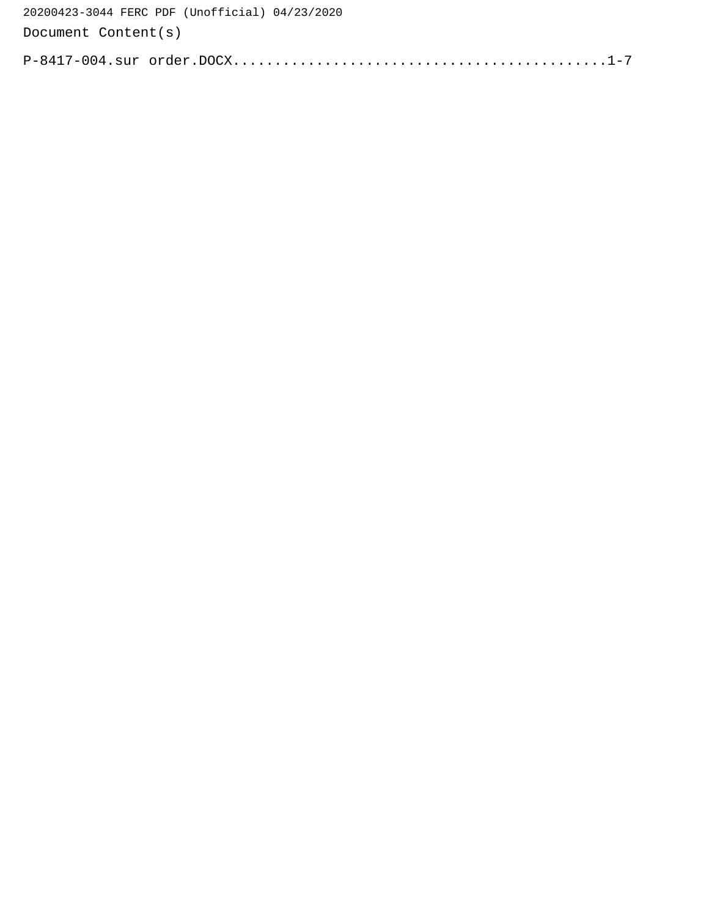Document Content(s)

P-8417-004.sur order.DOCX.............................................1-7